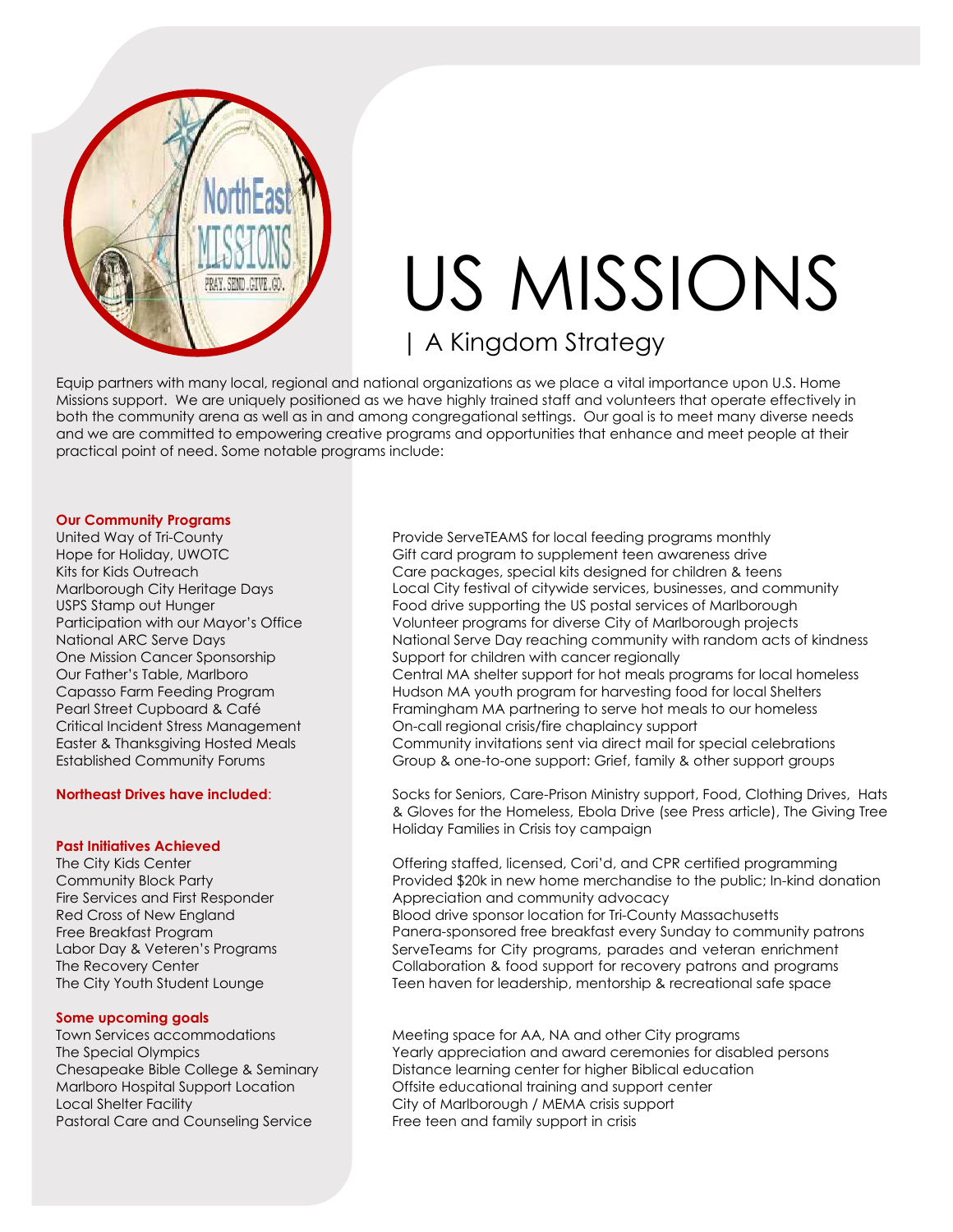# US MISSIONS

## | A Kingdom Strategy

Equip partners with many local, regional and national organizations as we place a vital importance upon U.S. Home Missions support. We are uniquely positioned as we have highly trained staff and volunteers that operate effectively in both the community arena as well as in and among congregational settings. Our goal is to meet many diverse needs and we are committed to empowering creative programs and opportunities that enhance and meet people at their practical point of need. Some notable programs include:

**Our Community Programs**

| Program | Description |
| --- | --- |
| United Way of Tri-County | Provide ServeTEAMS for local feeding programs monthly |
| Hope for Holiday, UWOTC | Gift card program to supplement teen awareness drive |
| Kits for Kids Outreach | Care packages, special kits designed for children & teens |
| Marlborough City Heritage Days | Local City festival of citywide services, businesses, and community |
| USPS Stamp out Hunger | Food drive supporting the US postal services of Marlborough |
| Participation with our Mayor's Office | Volunteer programs for diverse City of Marlborough projects |
| National ARC Serve Days | National Serve Day reaching community with random acts of kindness |
| One Mission Cancer Sponsorship | Support for children with cancer regionally |
| Our Father's Table, Marlboro | Central MA shelter support for hot meals programs for local homeless |
| Capasso Farm Feeding Program | Hudson MA youth program for harvesting food for local Shelters |
| Pearl Street Cupboard & Café | Framingham MA partnering to serve hot meals to our homeless |
| Critical Incident Stress Management | On-call regional crisis/fire chaplaincy support |
| Easter & Thanksgiving Hosted Meals | Community invitations sent via direct mail for special celebrations |
| Established Community Forums | Group & one-to-one support: Grief, family & other support groups |

**Northeast Drives have included**: Socks for Seniors, Care-Prison Ministry support, Food, Clothing Drives, Hats & Gloves for the Homeless, Ebola Drive (see Press article), The Giving Tree Holiday Families in Crisis toy campaign

**Past Initiatives Achieved**

| Initiative | Description |
| --- | --- |
| The City Kids Center | Offering staffed, licensed, Cori'd, and CPR certified programming |
| Community Block Party | Provided $20k in new home merchandise to the public; In-kind donation |
| Fire Services and First Responder | Appreciation and community advocacy |
| Red Cross of New England | Blood drive sponsor location for Tri-County Massachusetts |
| Free Breakfast Program | Panera-sponsored free breakfast every Sunday to community patrons |
| Labor Day & Veteren's Programs | ServeTeams for City programs, parades and veteran enrichment |
| The Recovery Center | Collaboration & food support for recovery patrons and programs |
| The City Youth Student Lounge | Teen haven for leadership, mentorship & recreational safe space |

**Some upcoming goals**

| Goal | Description |
| --- | --- |
| Town Services accommodations | Meeting space for AA, NA and other City programs |
| The Special Olympics | Yearly appreciation and award ceremonies for disabled persons |
| Chesapeake Bible College & Seminary | Distance learning center for higher Biblical education |
| Marlboro Hospital Support Location | Offsite educational training and support center |
| Local Shelter Facility | City of Marlborough / MEMA crisis support |
| Pastoral Care and Counseling Service | Free teen and family support in crisis |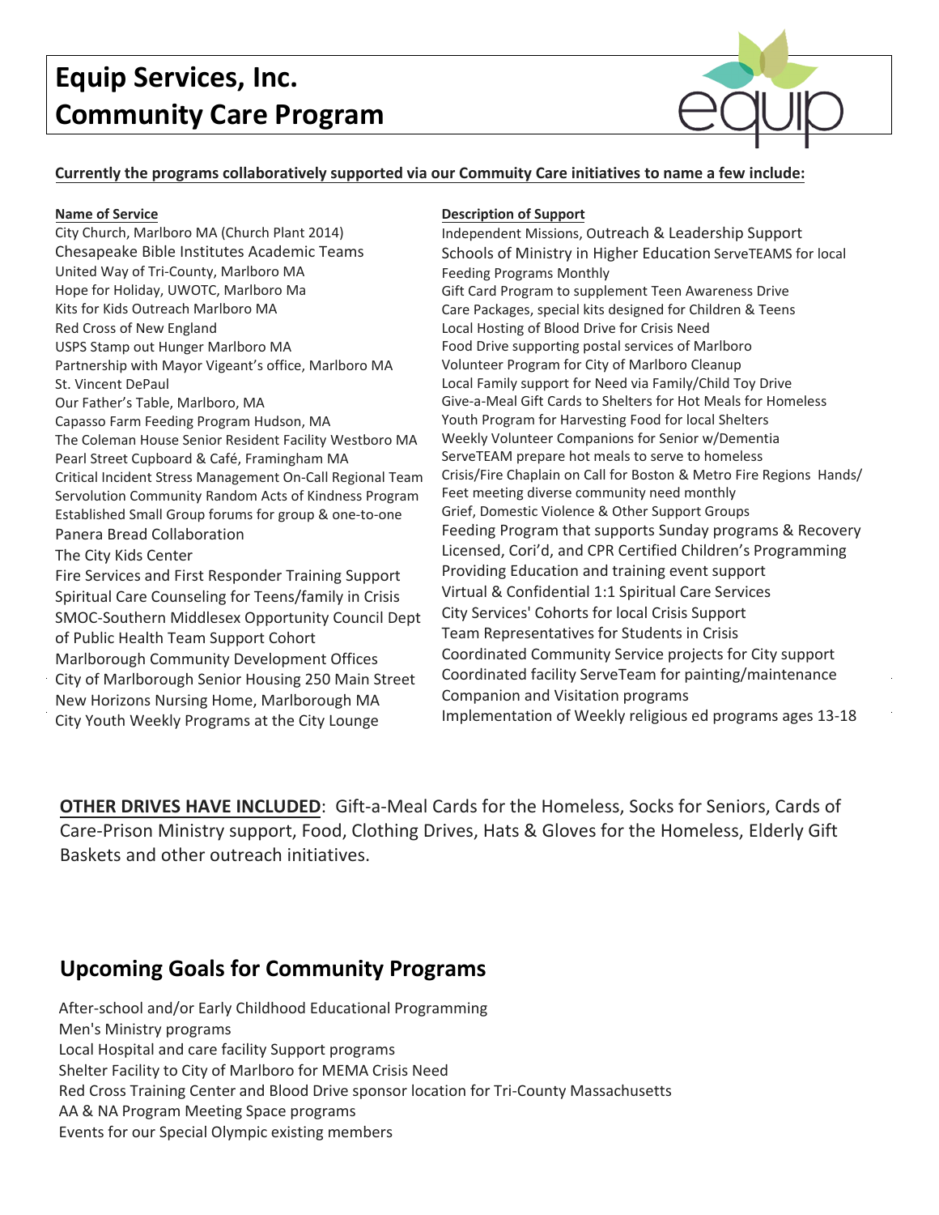# Equip Services, Inc.
# Community Care Program

**Currently the programs collaboratively supported via our Commuity Care initiatives to name a few include:**

| Name of Service | Description of Support |
| --- | --- |
| City Church, Marlboro MA (Church Plant 2014) | Independent Missions, Outreach & Leadership Support |
| Chesapeake Bible Institutes Academic Teams | Schools of Ministry in Higher Education |
| United Way of Tri-County, Marlboro MA | ServeTEAMS for local Feeding Programs Monthly |
| Hope for Holiday, UWOTC, Marlboro Ma | Gift Card Program to supplement Teen Awareness Drive |
| Kits for Kids Outreach Marlboro MA | Care Packages, special kits designed for Children & Teens |
| Red Cross of New England | Local Hosting of Blood Drive for Crisis Need |
| USPS Stamp out Hunger Marlboro MA | Food Drive supporting postal services of Marlboro |
| Partnership with Mayor Vigeant's office, Marlboro MA | Volunteer Program for City of Marlboro Cleanup |
| St. Vincent DePaul | Local Family support for Need via Family/Child Toy Drive |
| Our Father's Table, Marlboro, MA | Give-a-Meal Gift Cards to Shelters for Hot Meals for Homeless |
| Capasso Farm Feeding Program Hudson, MA | Youth Program for Harvesting Food for local Shelters |
| The Coleman House Senior Resident Facility Westboro MA | Weekly Volunteer Companions for Senior w/Dementia |
| Pearl Street Cupboard & Café, Framingham MA | ServeTEAM prepare hot meals to serve to homeless |
| Critical Incident Stress Management On-Call Regional Team | Crisis/Fire Chaplain on Call for Boston & Metro Fire Regions |
| Servolution Community Random Acts of Kindness Program | Hands/ Feet meeting diverse community need monthly |
| Established Small Group forums for group & one-to-one | Grief, Domestic Violence & Other Support Groups |
| Panera Bread Collaboration | Feeding Program that supports Sunday programs & Recovery |
| The City Kids Center | Licensed, Cori'd, and CPR Certified Children's Programming |
| Fire Services and First Responder Training Support | Providing Education and training event support |
| Spiritual Care Counseling for Teens/family in Crisis | Virtual & Confidential 1:1 Spiritual Care Services |
| SMOC-Southern Middlesex Opportunity Council Dept of Public Health Team Support Cohort | City Services' Cohorts for local Crisis Support |
| | Team Representatives for Students in Crisis |
| Marlborough Community Development Offices | Coordinated Community Service projects for City support |
| City of Marlborough Senior Housing 250 Main Street | Coordinated facility ServeTeam for painting/maintenance |
| New Horizons Nursing Home, Marlborough MA | Companion and Visitation programs |
| City Youth Weekly Programs at the City Lounge | Implementation of Weekly religious ed programs ages 13-18 |

**OTHER DRIVES HAVE INCLUDED**: Gift-a-Meal Cards for the Homeless, Socks for Seniors, Cards of Care-Prison Ministry support, Food, Clothing Drives, Hats & Gloves for the Homeless, Elderly Gift Baskets and other outreach initiatives.

## Upcoming Goals for Community Programs

After-school and/or Early Childhood Educational Programming
Men's Ministry programs
Local Hospital and care facility Support programs
Shelter Facility to City of Marlboro for MEMA Crisis Need
Red Cross Training Center and Blood Drive sponsor location for Tri-County Massachusetts
AA & NA Program Meeting Space programs
Events for our Special Olympic existing members